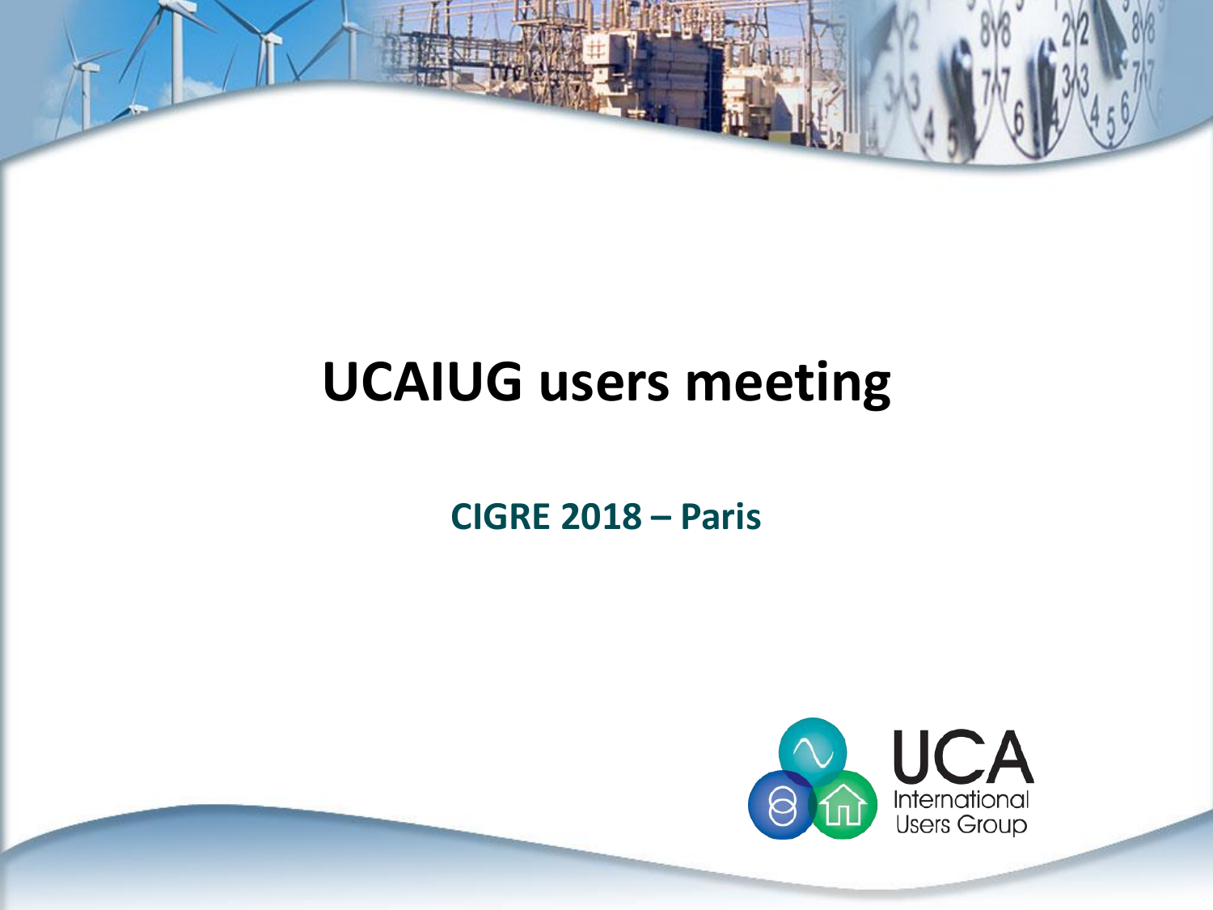# UCAIUG users meeting

## CIGRE 2018 – Paris

UCA International Users Group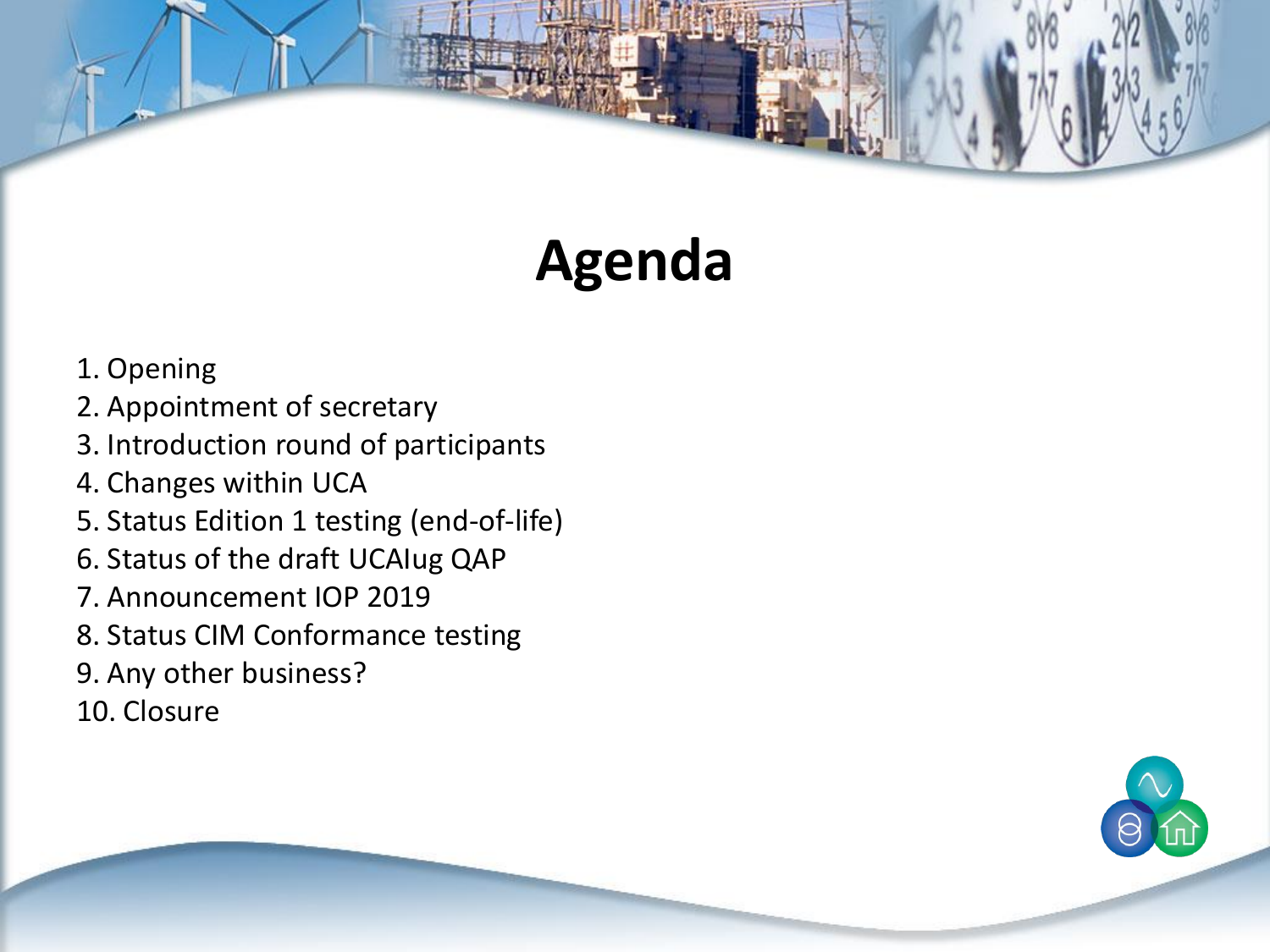# Agenda

1. Opening
2. Appointment of secretary
3. Introduction round of participants
4. Changes within UCA
5. Status Edition 1 testing (end-of-life)
6. Status of the draft UCAIug QAP
7. Announcement IOP 2019
8. Status CIM Conformance testing
9. Any other business?
10. Closure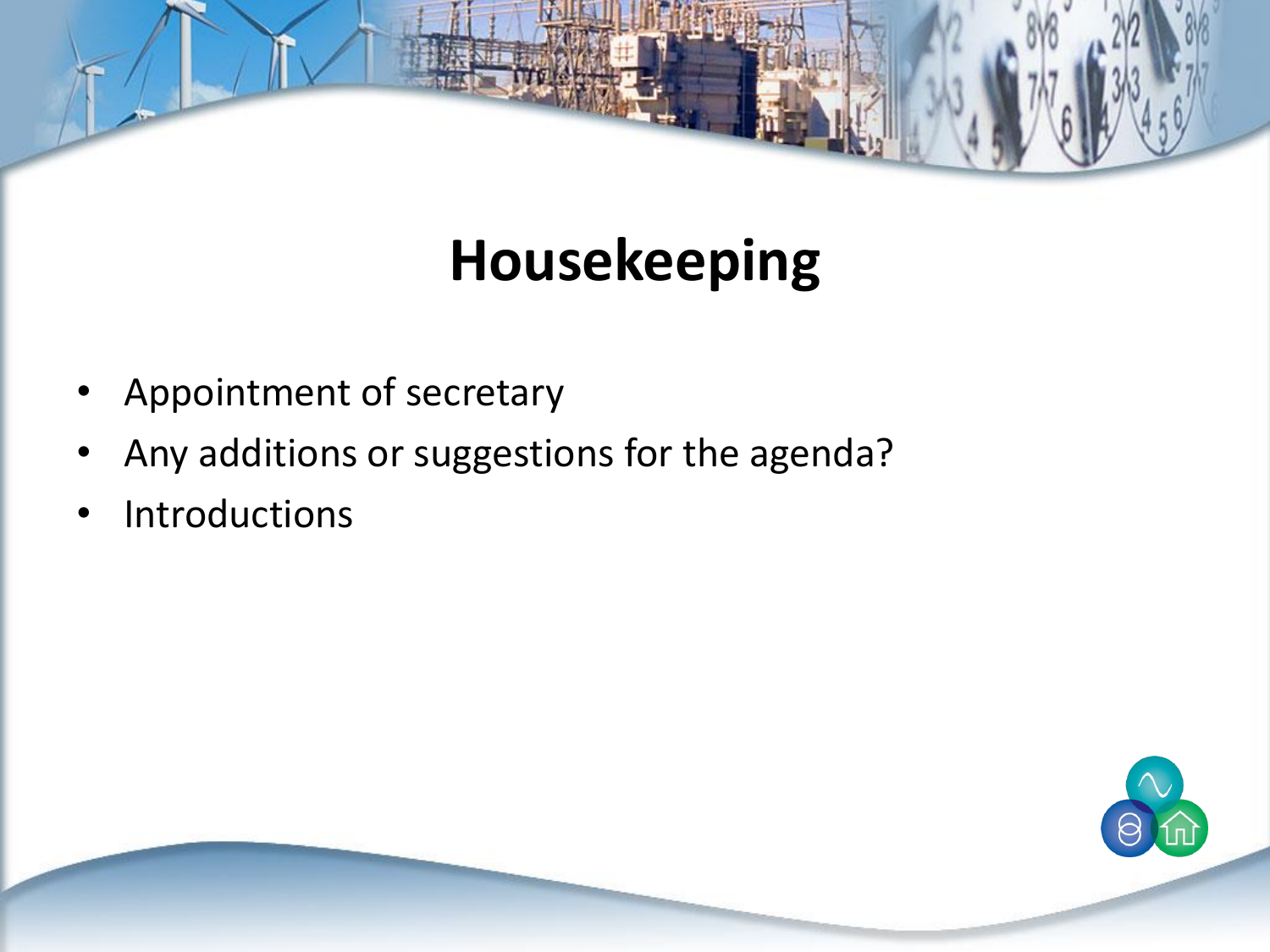# Housekeeping

- Appointment of secretary
- Any additions or suggestions for the agenda?
- Introductions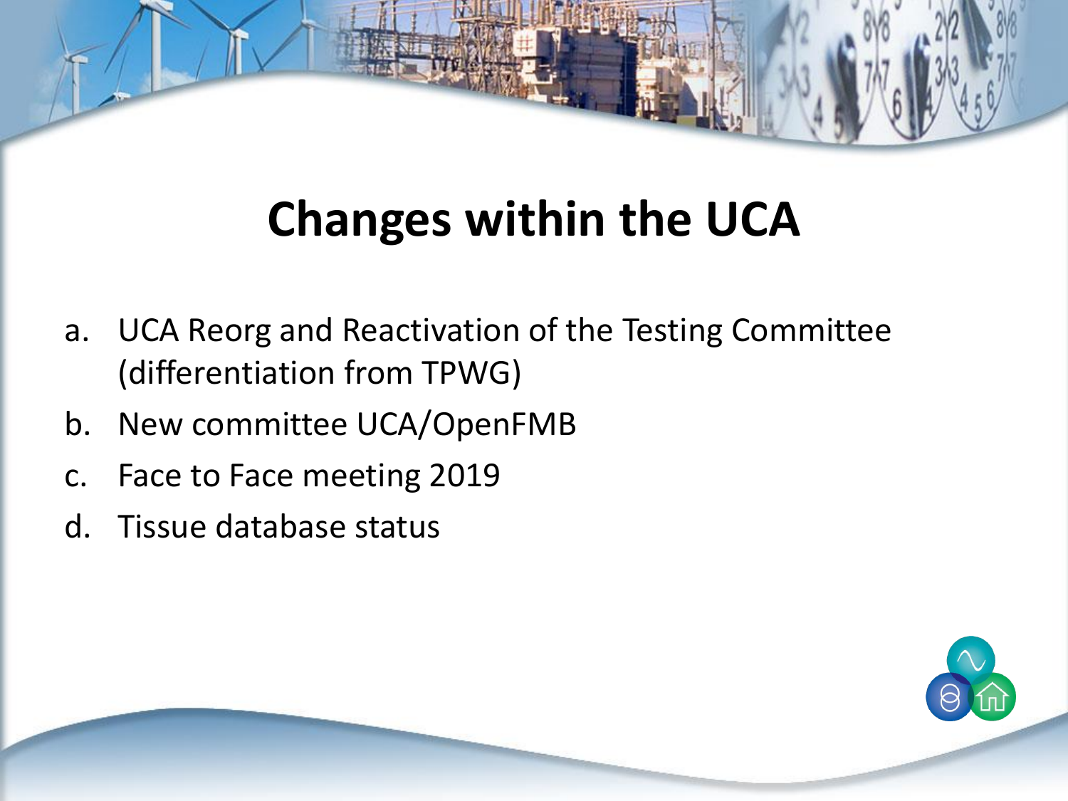# Changes within the UCA

a. UCA Reorg and Reactivation of the Testing Committee (differentiation from TPWG)
b. New committee UCA/OpenFMB
c. Face to Face meeting 2019
d. Tissue database status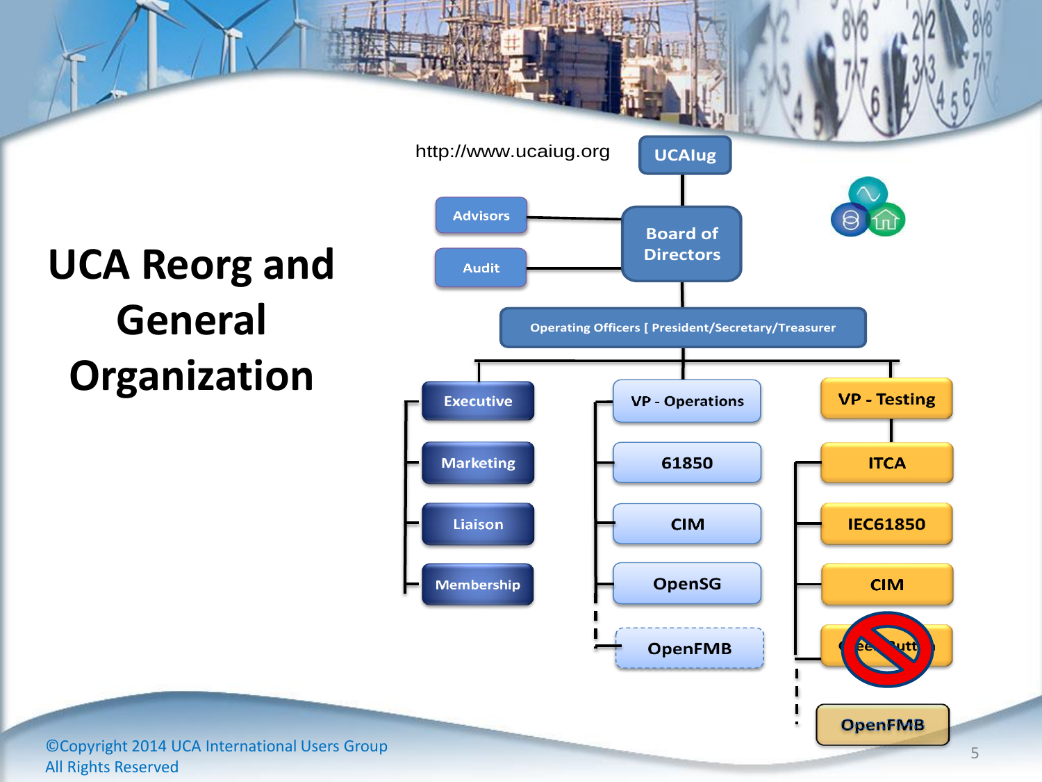# UCA Reorg and General Organization

http://www.ucaiug.org

- UCAIug
  - Advisors
  - Audit
  - Board of Directors
    - Operating Officers [ President/Secretary/Treasurer
      - Executive
        - Marketing
        - Liaison
        - Membership
      - VP - Operations
        - 61850
        - CIM
        - OpenSG
        - OpenFMB
      - VP - Testing
        - ITCA
        - IEC61850
        - CIM
        - GreenButton
        - OpenFMB

©Copyright 2014 UCA International Users Group
All Rights Reserved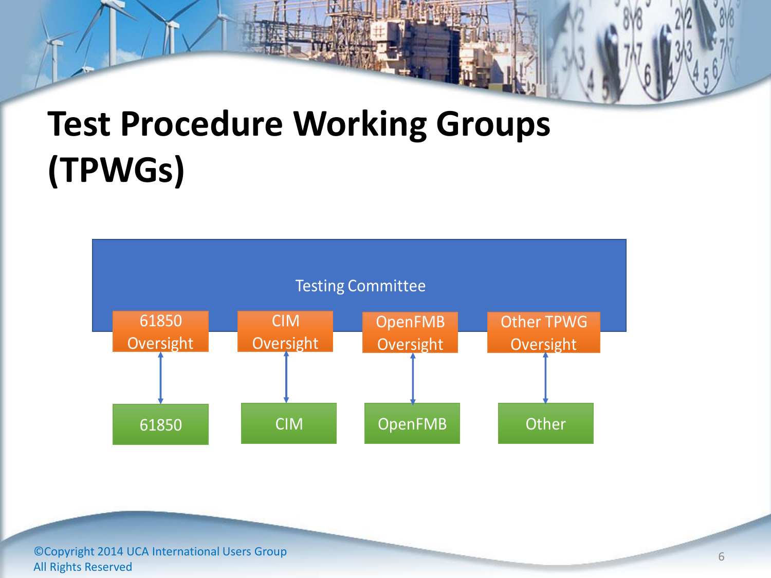# Test Procedure Working Groups (TPWGs)

Testing Committee

| 61850 Oversight | CIM Oversight | OpenFMB Oversight | Other TPWG Oversight |
| --- | --- | --- | --- |
| ↕ | ↕ | ↕ | ↕ |
| 61850 | CIM | OpenFMB | Other |

©Copyright 2014 UCA International Users Group
All Rights Reserved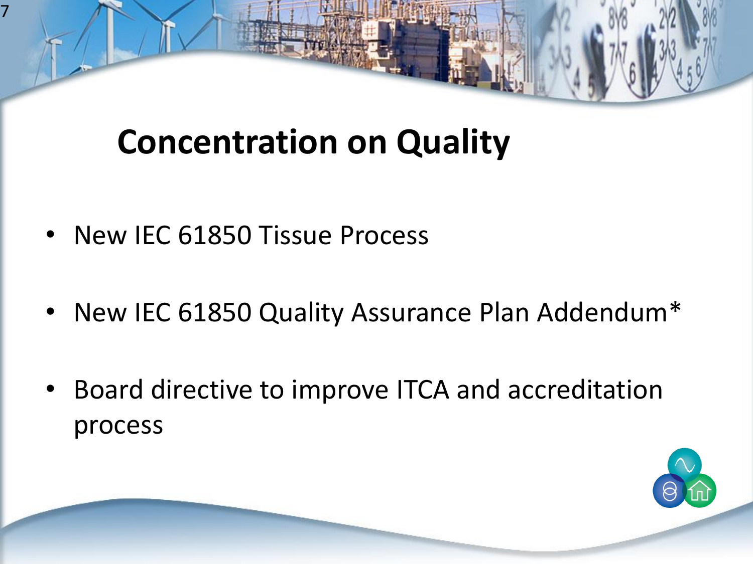# Concentration on Quality

- New IEC 61850 Tissue Process
- New IEC 61850 Quality Assurance Plan Addendum*
- Board directive to improve ITCA and accreditation process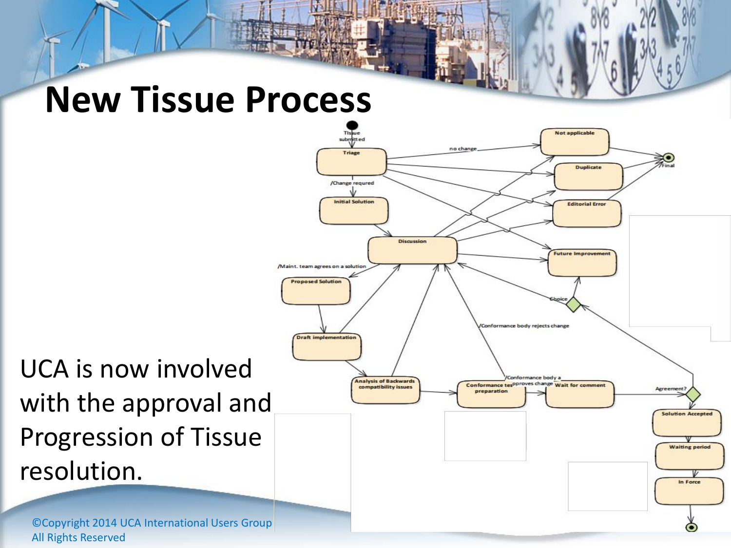# New Tissue Process

UCA is now involved with the approval and Progression of Tissue resolution.

©Copyright 2014 UCA International Users Group
All Rights Reserved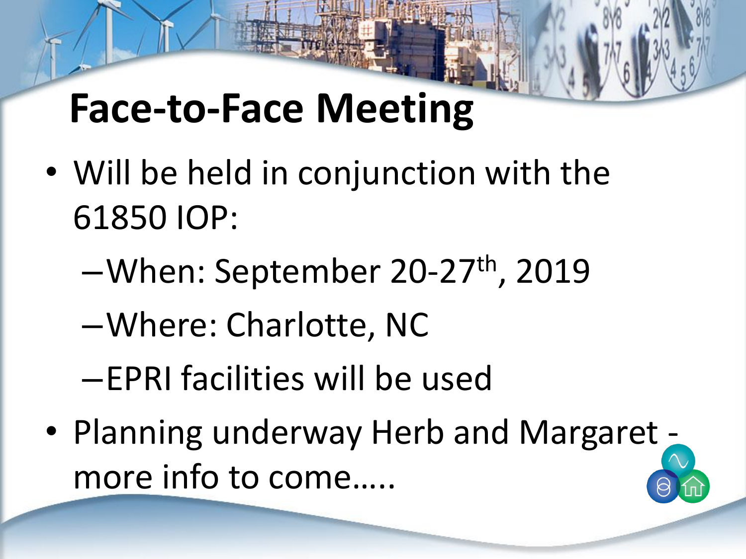# Face-to-Face Meeting

- Will be held in conjunction with the 61850 IOP:
  - When: September 20-27th, 2019
  - Where: Charlotte, NC
  - EPRI facilities will be used
- Planning underway Herb and Margaret - more info to come…..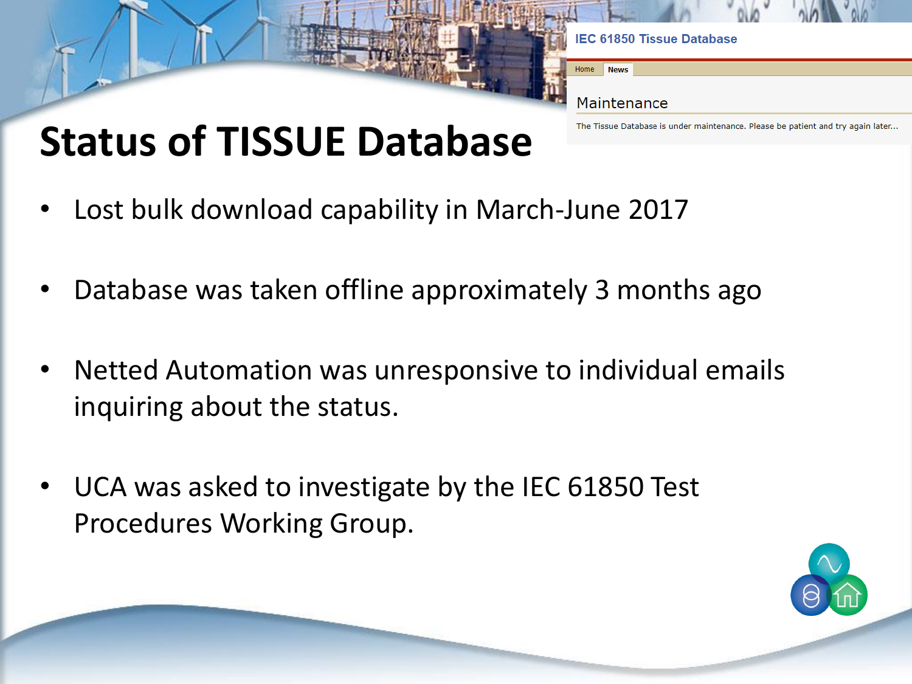# Status of TISSUE Database

IEC 61850 Tissue Database

Home | News

Maintenance

The Tissue Database is under maintenance. Please be patient and try again later...

- Lost bulk download capability in March-June 2017
- Database was taken offline approximately 3 months ago
- Netted Automation was unresponsive to individual emails inquiring about the status.
- UCA was asked to investigate by the IEC 61850 Test Procedures Working Group.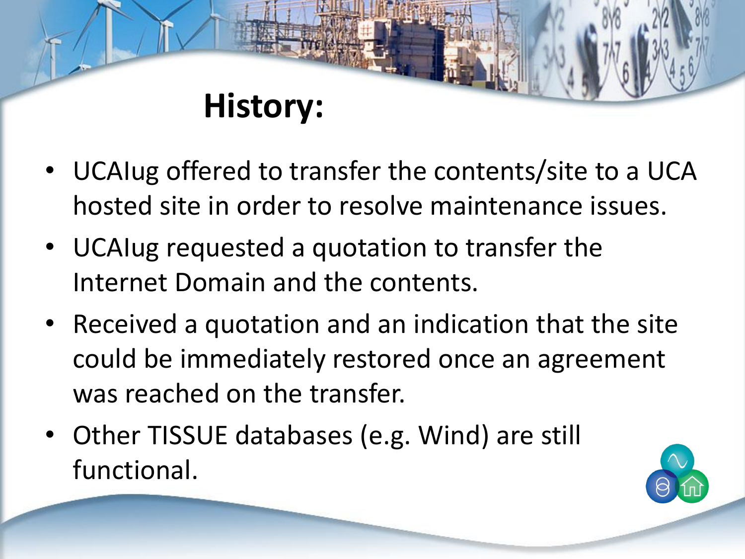# History:

- UCAIug offered to transfer the contents/site to a UCA hosted site in order to resolve maintenance issues.
- UCAIug requested a quotation to transfer the Internet Domain and the contents.
- Received a quotation and an indication that the site could be immediately restored once an agreement was reached on the transfer.
- Other TISSUE databases (e.g. Wind) are still functional.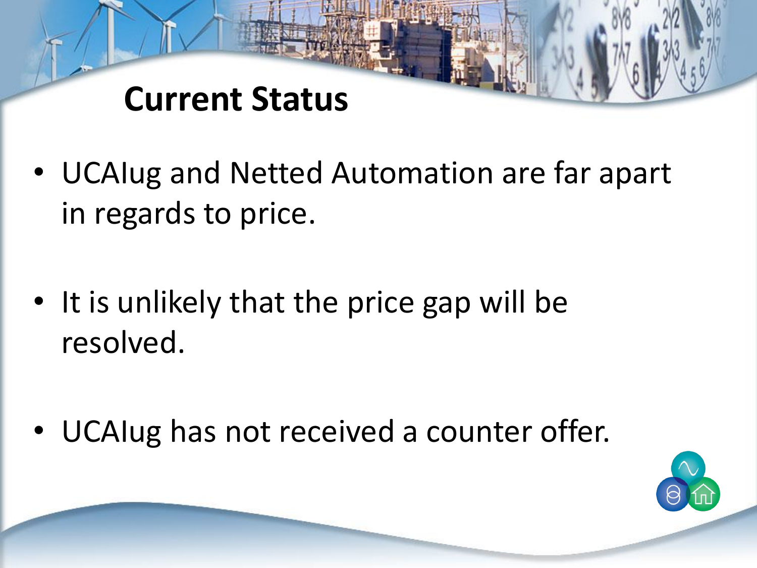# Current Status

- UCAIug and Netted Automation are far apart in regards to price.
- It is unlikely that the price gap will be resolved.
- UCAIug has not received a counter offer.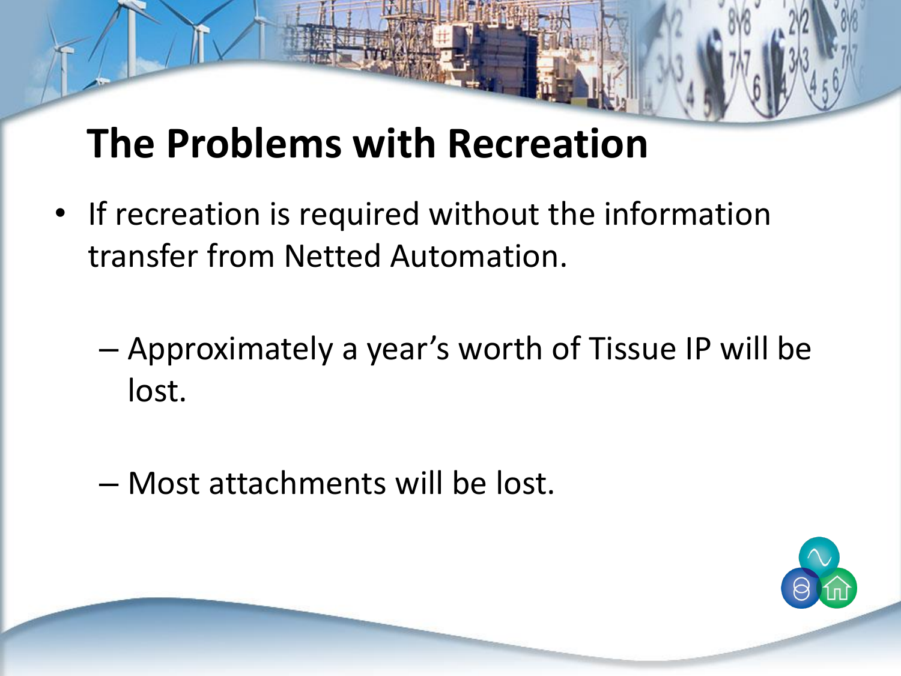# The Problems with Recreation

- If recreation is required without the information transfer from Netted Automation.
  - Approximately a year's worth of Tissue IP will be lost.
  - Most attachments will be lost.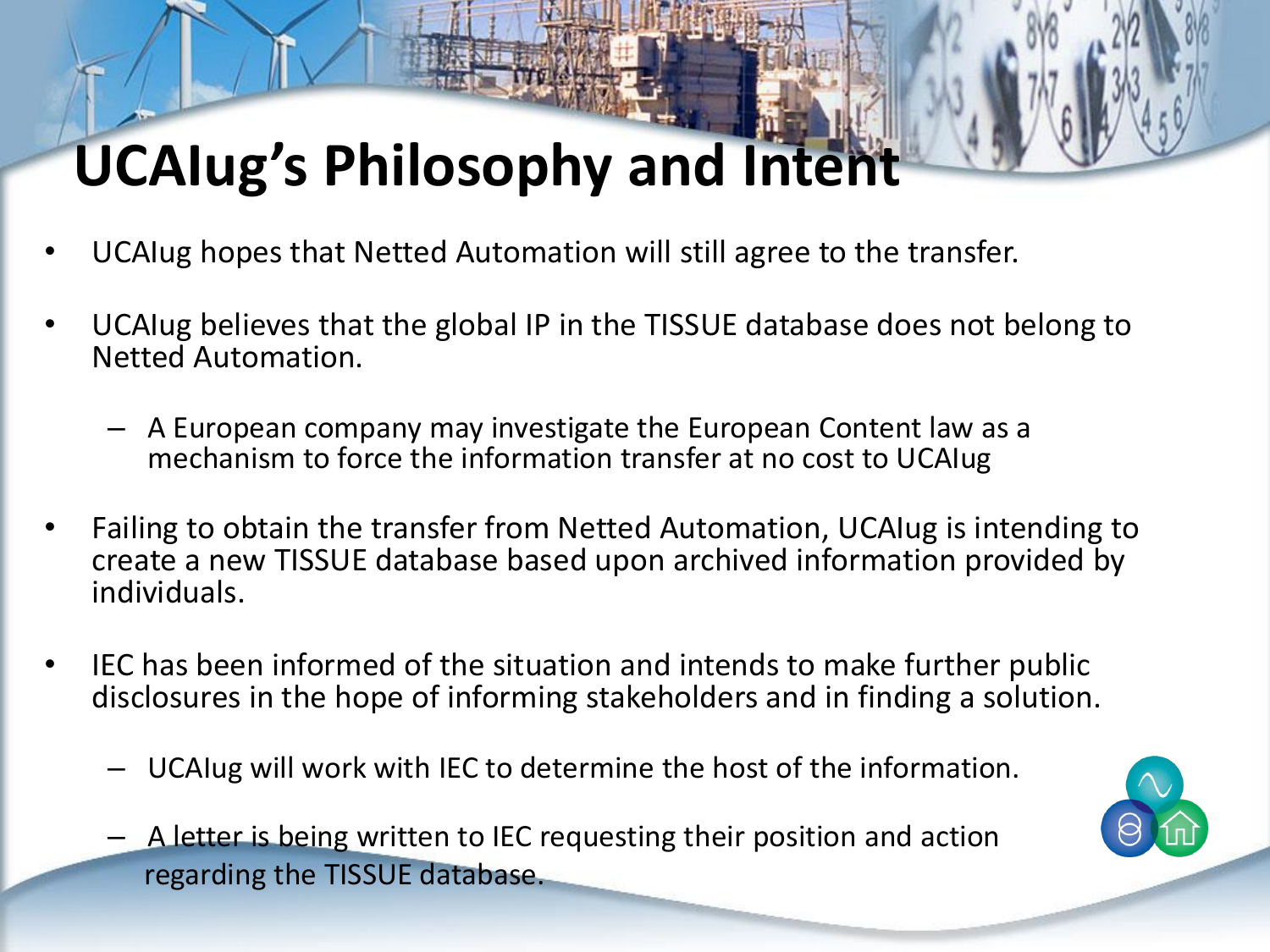# UCAIug's Philosophy and Intent

- UCAIug hopes that Netted Automation will still agree to the transfer.
- UCAIug believes that the global IP in the TISSUE database does not belong to Netted Automation.
  - A European company may investigate the European Content law as a mechanism to force the information transfer at no cost to UCAIug
- Failing to obtain the transfer from Netted Automation, UCAIug is intending to create a new TISSUE database based upon archived information provided by individuals.
- IEC has been informed of the situation and intends to make further public disclosures in the hope of informing stakeholders and in finding a solution.
  - UCAIug will work with IEC to determine the host of the information.
  - A letter is being written to IEC requesting their position and action regarding the TISSUE database.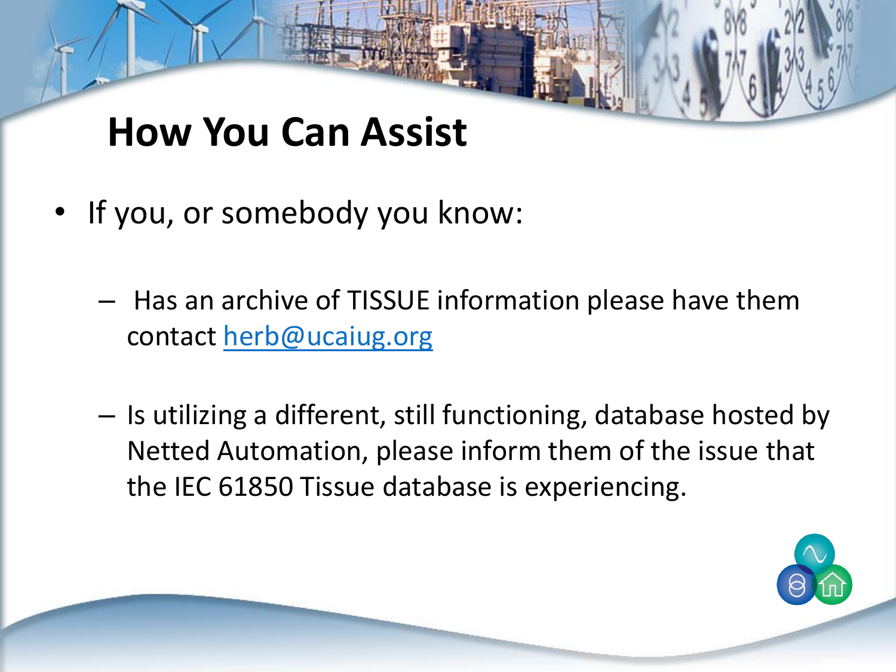# How You Can Assist

- If you, or somebody you know:
  - Has an archive of TISSUE information please have them contact herb@ucaiug.org
  - Is utilizing a different, still functioning, database hosted by Netted Automation, please inform them of the issue that the IEC 61850 Tissue database is experiencing.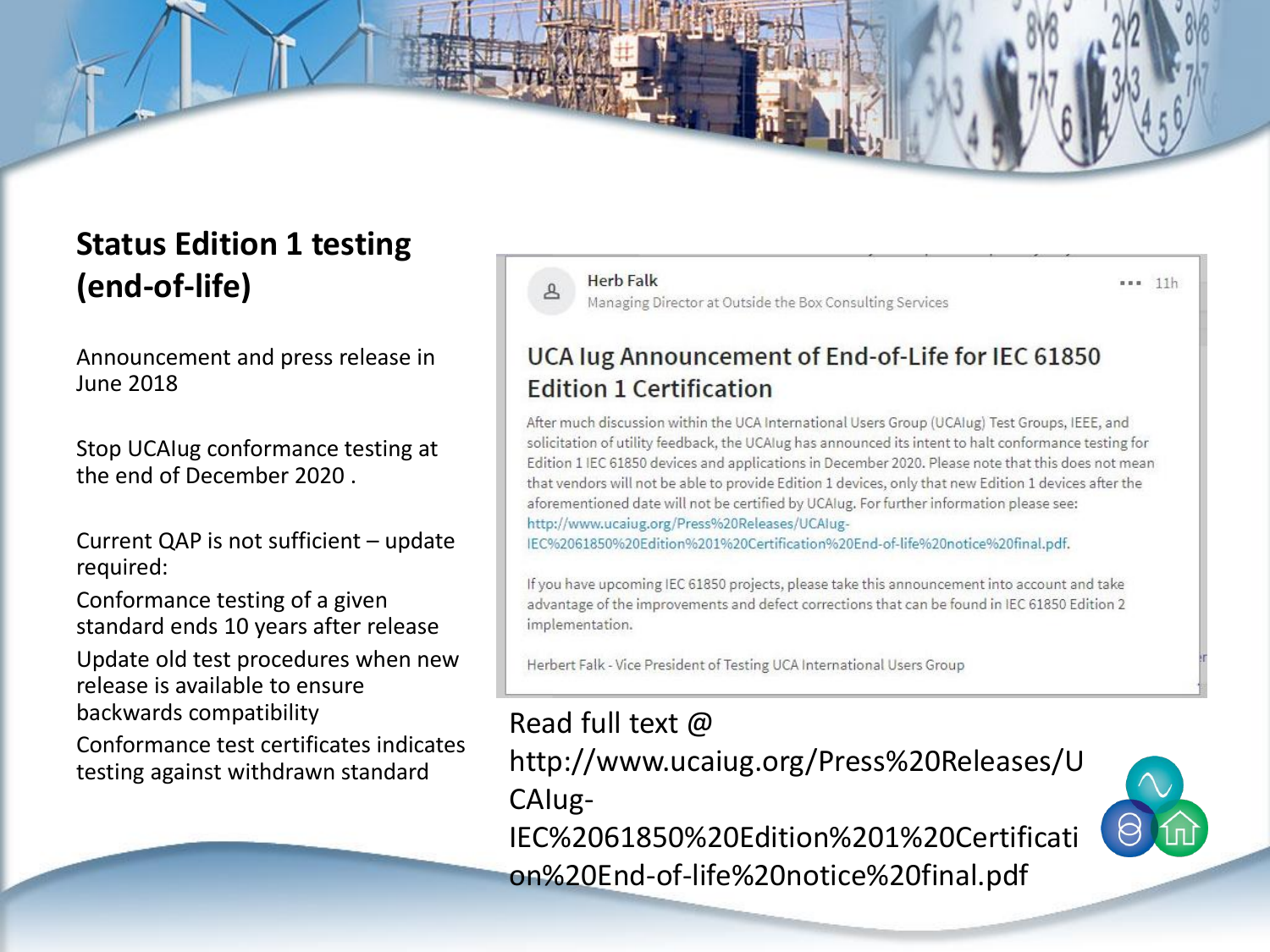## Status Edition 1 testing (end-of-life)

Announcement and press release in June 2018

Stop UCAIug conformance testing at the end of December 2020 .

Current QAP is not sufficient – update required:

Conformance testing of a given standard ends 10 years after release

Update old test procedures when new release is available to ensure backwards compatibility

Conformance test certificates indicates testing against withdrawn standard

Herb Falk
Managing Director at Outside the Box Consulting Services

11h

### UCA Iug Announcement of End-of-Life for IEC 61850 Edition 1 Certification

After much discussion within the UCA International Users Group (UCAIug) Test Groups, IEEE, and solicitation of utility feedback, the UCAIug has announced its intent to halt conformance testing for Edition 1 IEC 61850 devices and applications in December 2020. Please note that this does not mean that vendors will not be able to provide Edition 1 devices, only that new Edition 1 devices after the aforementioned date will not be certified by UCAIug. For further information please see: http://www.ucaiug.org/Press%20Releases/UCAIug-IEC%2061850%20Edition%201%20Certification%20End-of-life%20notice%20final.pdf.

If you have upcoming IEC 61850 projects, please take this announcement into account and take advantage of the improvements and defect corrections that can be found in IEC 61850 Edition 2 implementation.

Herbert Falk - Vice President of Testing UCA International Users Group

Read full text @ http://www.ucaiug.org/Press%20Releases/UCAIug-IEC%2061850%20Edition%201%20Certification%20End-of-life%20notice%20final.pdf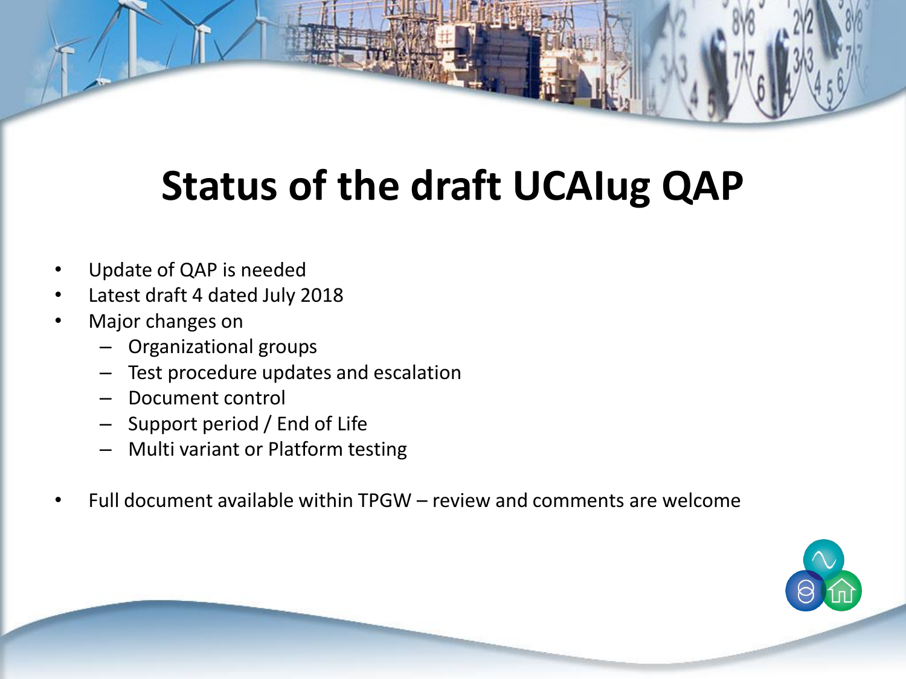# Status of the draft UCAIug QAP

- Update of QAP is needed
- Latest draft 4 dated July 2018
- Major changes on
  - Organizational groups
  - Test procedure updates and escalation
  - Document control
  - Support period / End of Life
  - Multi variant or Platform testing
- Full document available within TPGW – review and comments are welcome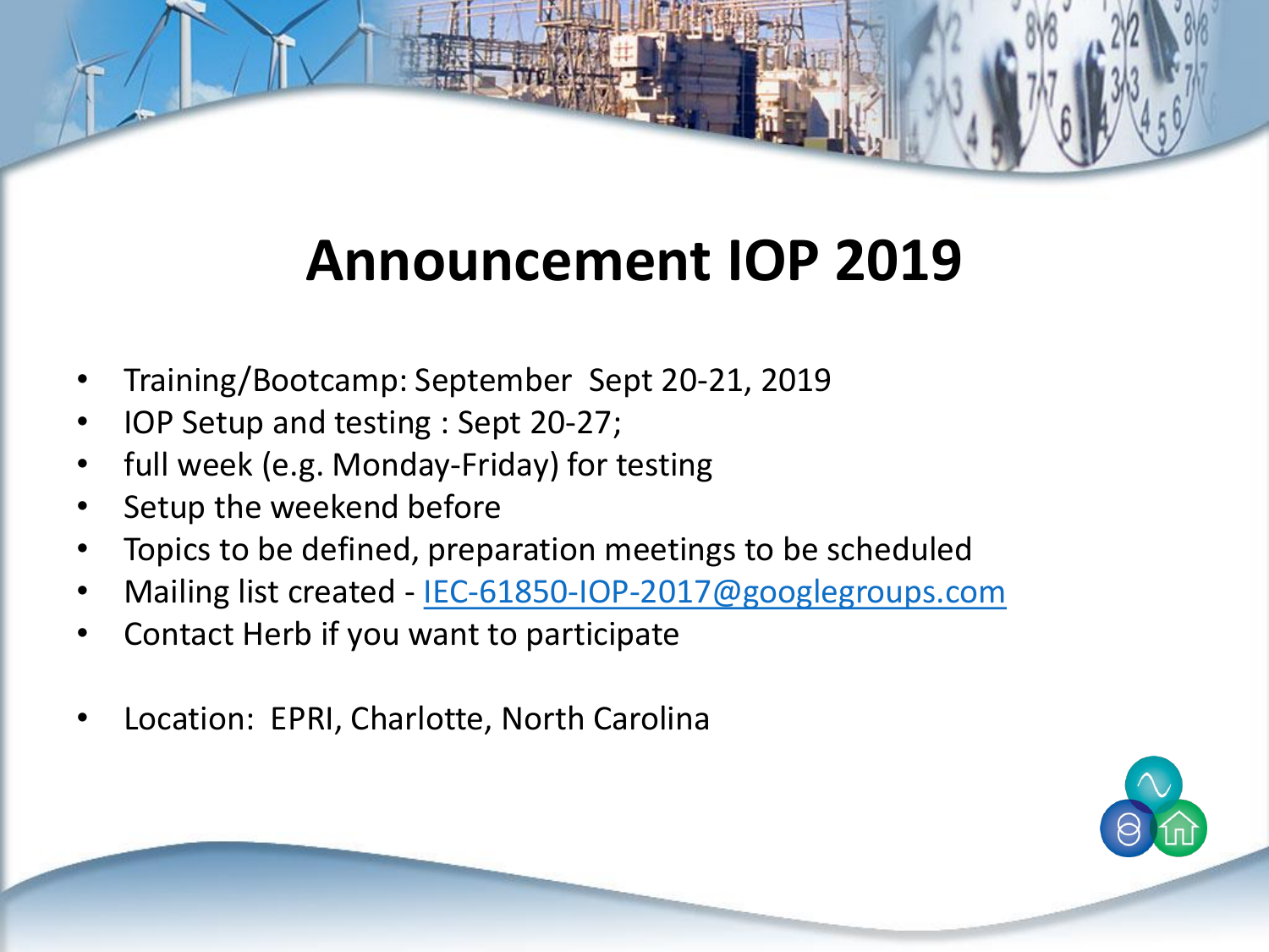# Announcement IOP 2019

- Training/Bootcamp: September  Sept 20-21, 2019
- IOP Setup and testing : Sept 20-27;
- full week (e.g. Monday-Friday) for testing
- Setup the weekend before
- Topics to be defined, preparation meetings to be scheduled
- Mailing list created - IEC-61850-IOP-2017@googlegroups.com
- Contact Herb if you want to participate

- Location:  EPRI, Charlotte, North Carolina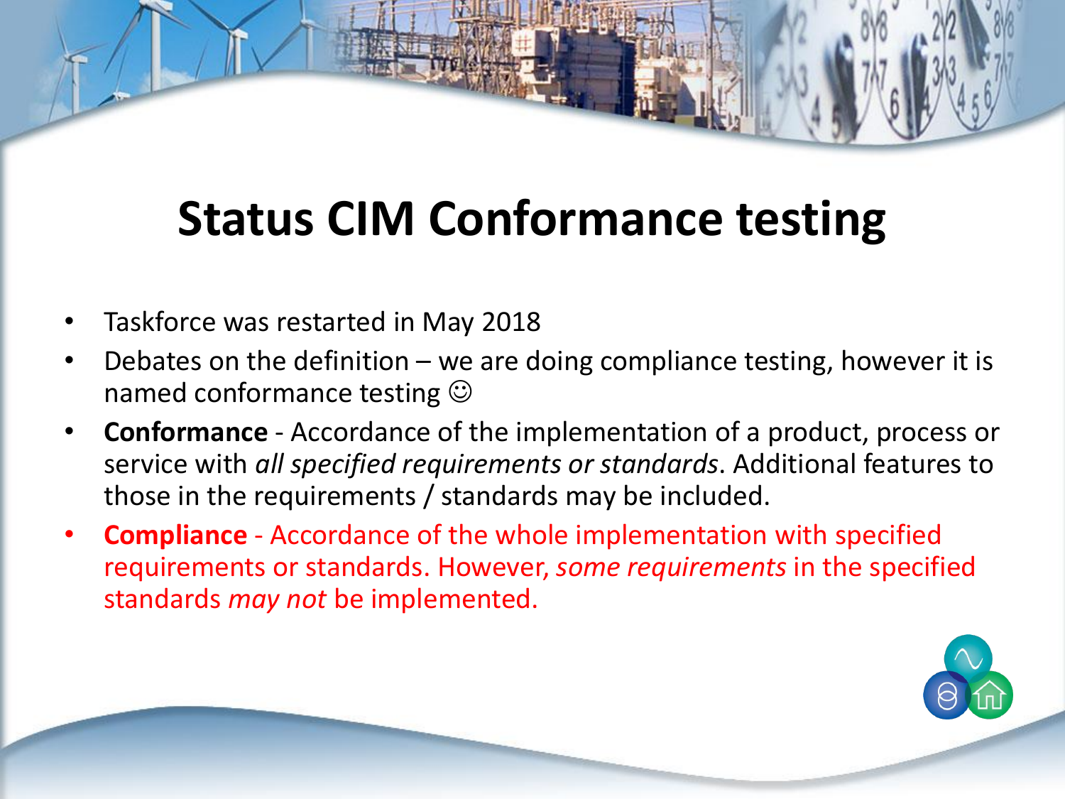# Status CIM Conformance testing

- Taskforce was restarted in May 2018
- Debates on the definition – we are doing compliance testing, however it is named conformance testing ☺
- **Conformance** - Accordance of the implementation of a product, process or service with *all specified requirements or standards*. Additional features to those in the requirements / standards may be included.
- **Compliance** - Accordance of the whole implementation with specified requirements or standards. However, *some requirements* in the specified standards *may not* be implemented.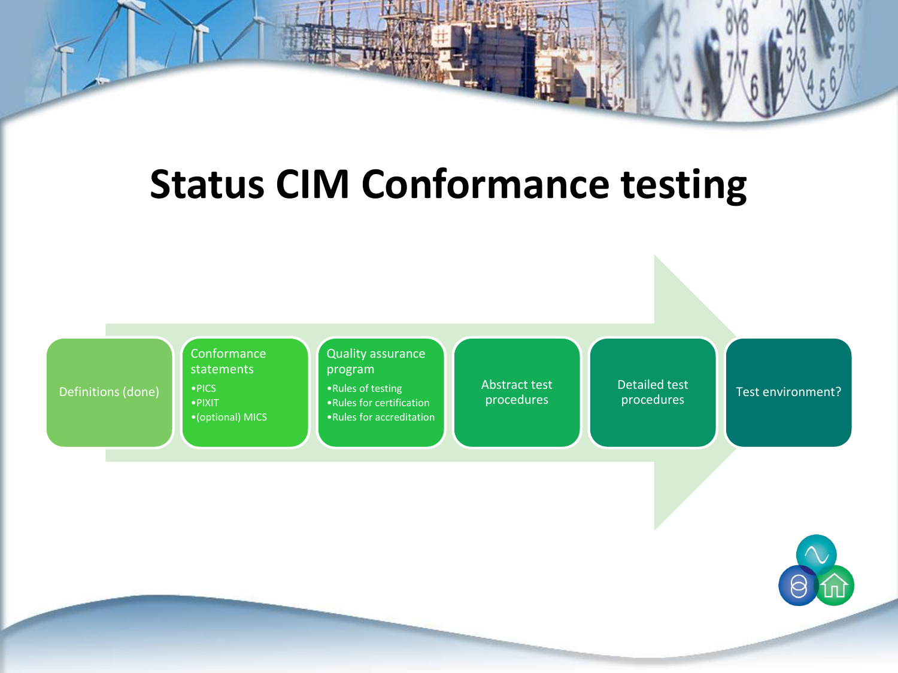# Status CIM Conformance testing

- Definitions (done)
- Conformance statements
  - PICS
  - PIXIT
  - (optional) MICS
- Quality assurance program
  - Rules of testing
  - Rules for certification
  - Rules for accreditation
- Abstract test procedures
- Detailed test procedures
- Test environment?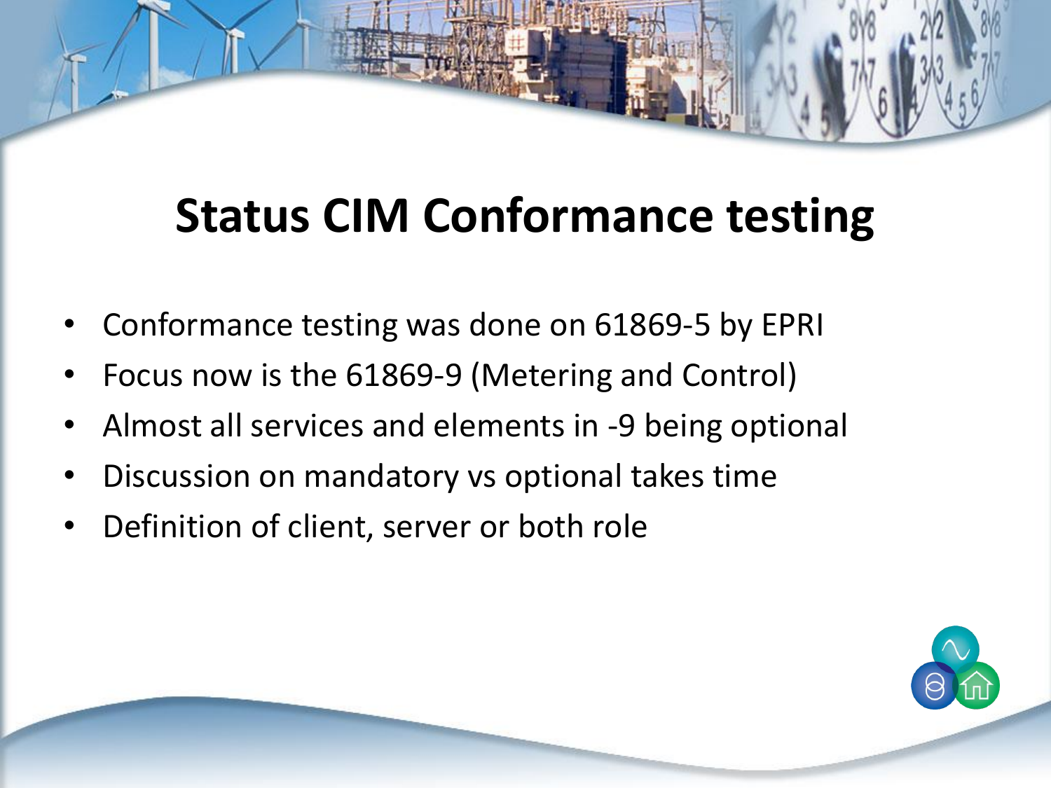# Status CIM Conformance testing

- Conformance testing was done on 61869-5 by EPRI
- Focus now is the 61869-9 (Metering and Control)
- Almost all services and elements in -9 being optional
- Discussion on mandatory vs optional takes time
- Definition of client, server or both role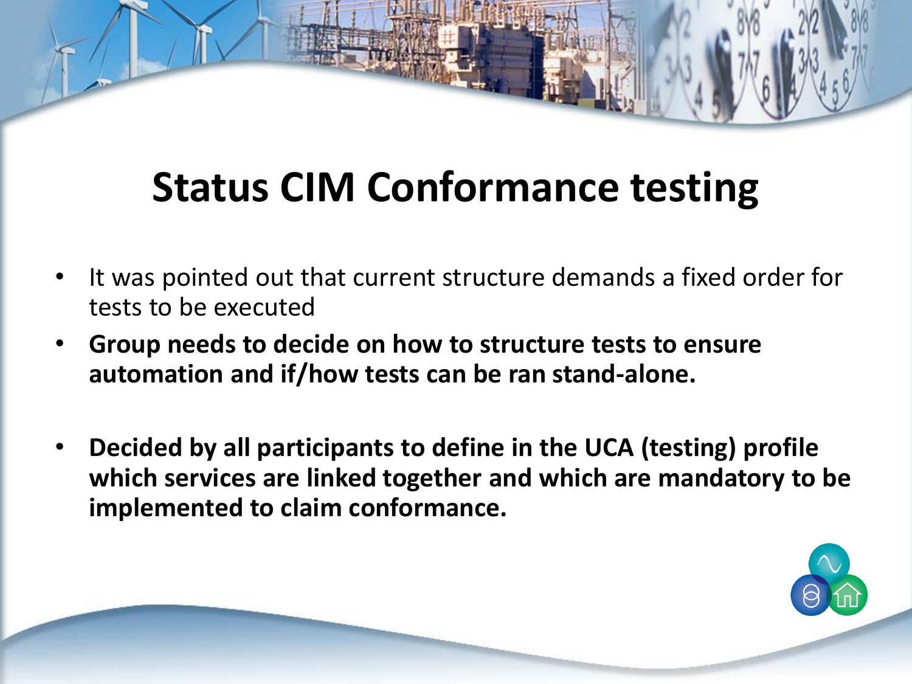# Status CIM Conformance testing

- It was pointed out that current structure demands a fixed order for tests to be executed
- **Group needs to decide on how to structure tests to ensure automation and if/how tests can be ran stand-alone.**

- **Decided by all participants to define in the UCA (testing) profile which services are linked together and which are mandatory to be implemented to claim conformance.**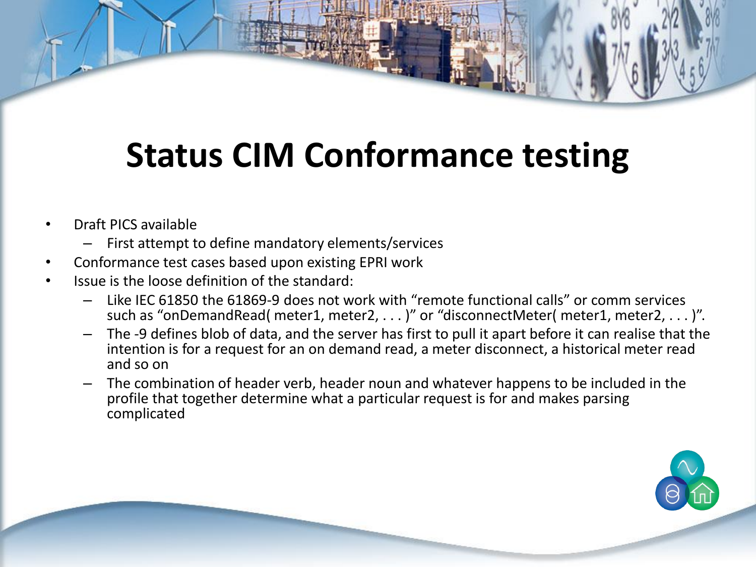# Status CIM Conformance testing

- Draft PICS available
  - First attempt to define mandatory elements/services
- Conformance test cases based upon existing EPRI work
- Issue is the loose definition of the standard:
  - Like IEC 61850 the 61869-9 does not work with "remote functional calls" or comm services such as "onDemandRead( meter1, meter2, . . . )" or "disconnectMeter( meter1, meter2, . . . )".
  - The -9 defines blob of data, and the server has first to pull it apart before it can realise that the intention is for a request for an on demand read, a meter disconnect, a historical meter read and so on
  - The combination of header verb, header noun and whatever happens to be included in the profile that together determine what a particular request is for and makes parsing complicated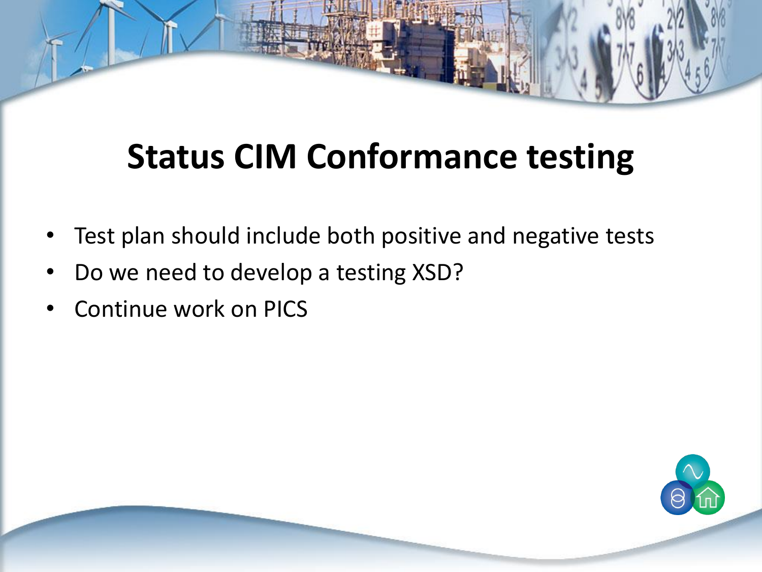# Status CIM Conformance testing

- Test plan should include both positive and negative tests
- Do we need to develop a testing XSD?
- Continue work on PICS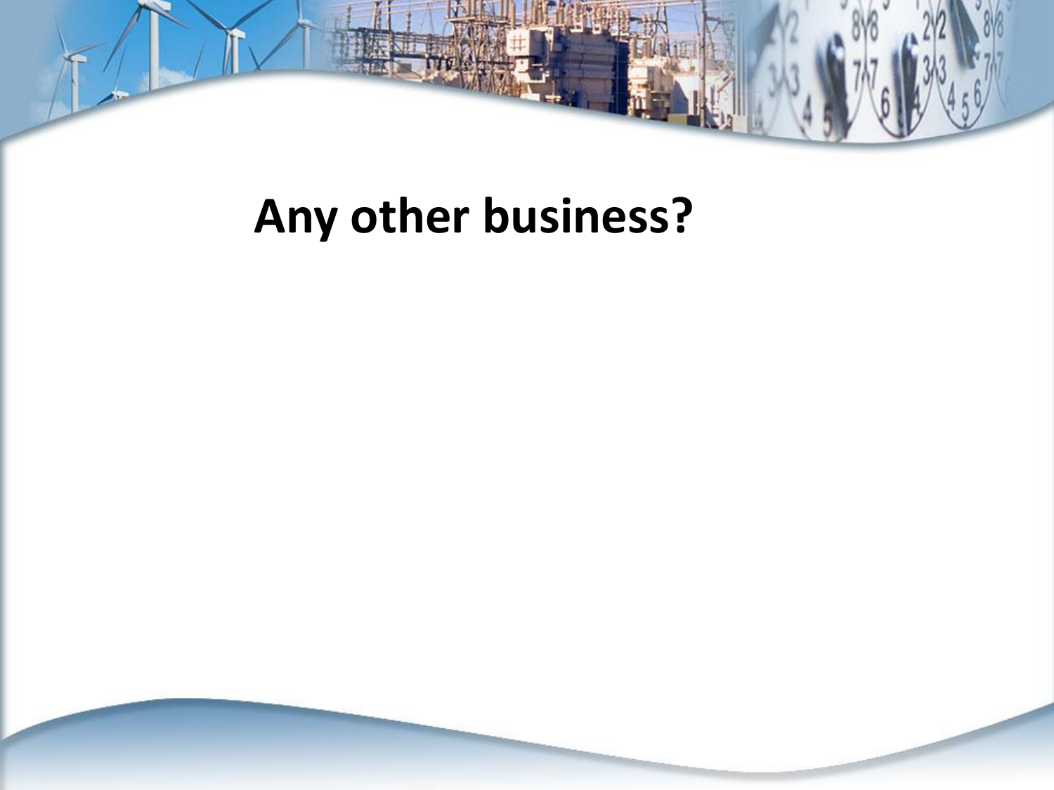# Any other business?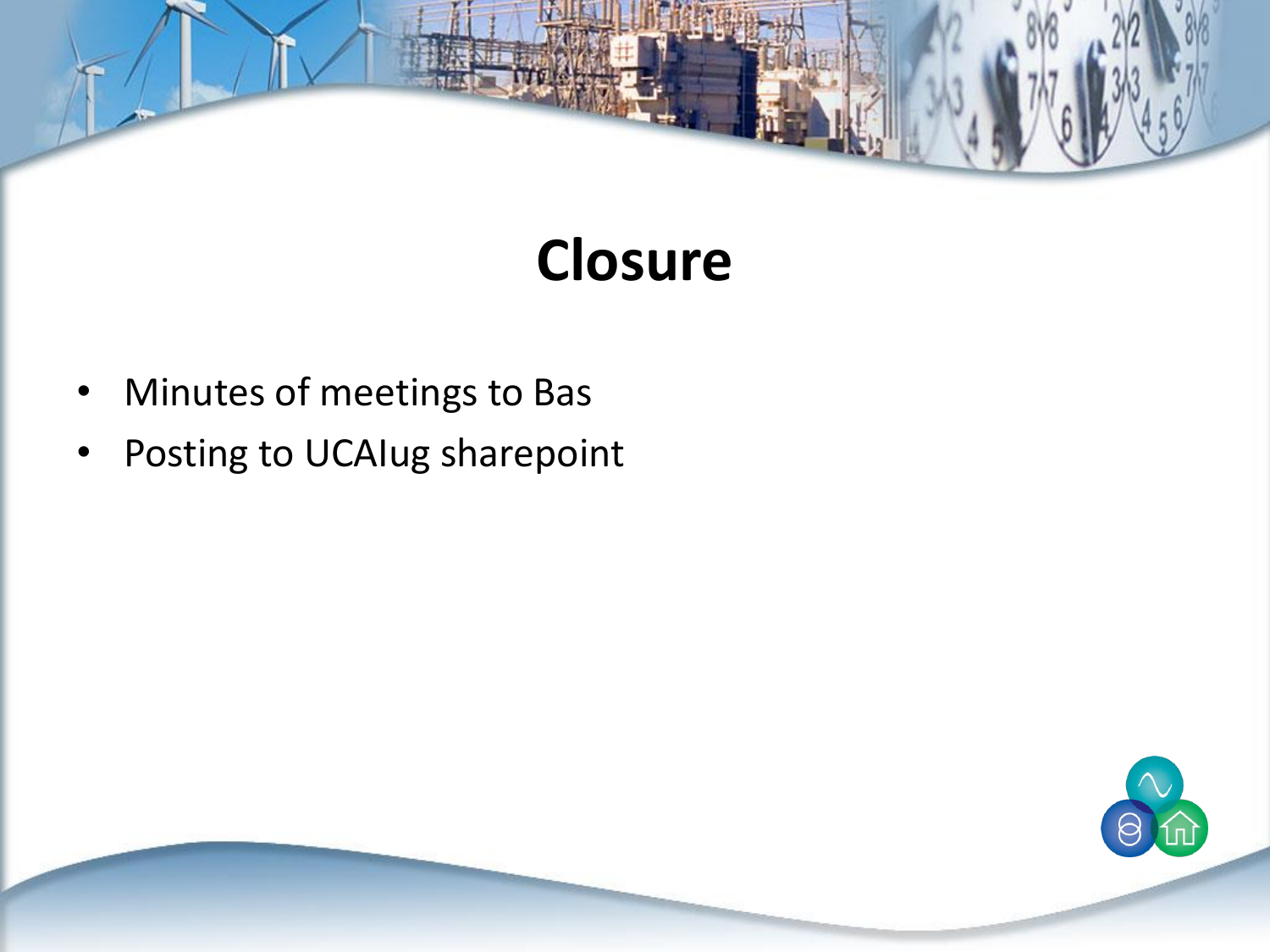# Closure

- Minutes of meetings to Bas
- Posting to UCAIug sharepoint